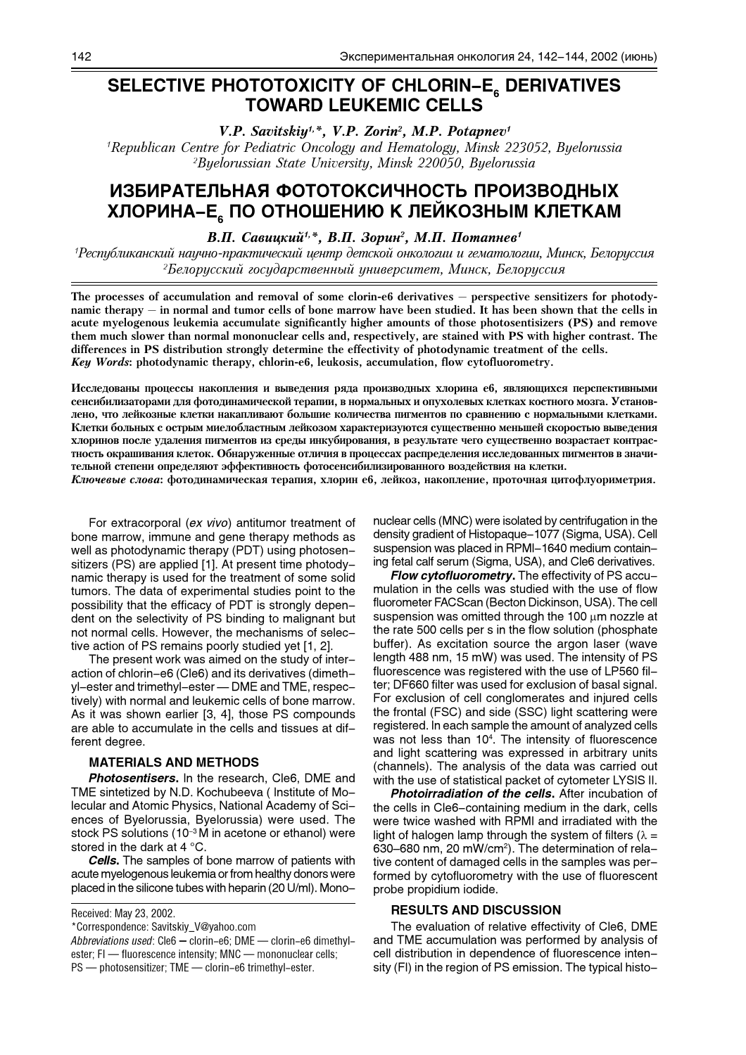# SELECTIVE PHOTOTOXICITY OF CHLORIN–E$_6$ DERIVATIVES TOWARD LEUKEMIC CELLS

*V.P. Savitskiy[1,*], V.P. Zorin[2], M.P. Potapnev[1]*

[1]*Republican Centre for Pediatric Oncology and Hematology, Minsk 223052, Byelorussia*
[2]*Byelorussian State University, Minsk 220050, Byelorussia*

# ИЗБИРАТЕЛЬНАЯ ФОТОТОКСИЧНОСТЬ ПРОИЗВОДНЫХ ХЛОРИНА–Е$_6$ ПО ОТНОШЕНИЮ К ЛЕЙКОЗНЫМ КЛЕТКАМ

*В.П. Савицкий[1,*], В.П. Зорин[2], М.П. Потапнев[1]*

[1]*Республиканский научно-практический центр детской онкологии и гематологии, Минск, Белоруссия*
[2]*Белорусский государственный университет, Минск, Белоруссия*

**The processes of accumulation and removal of some clorin-e6 derivatives — perspective sensitizers for photodynamic therapy — in normal and tumor cells of bone marrow have been studied. It has been shown that the cells in acute myelogenous leukemia accumulate significantly higher amounts of those photosentisizers (PS) and remove them much slower than normal mononuclear cells and, respectively, are stained with PS with higher contrast. The differences in PS distribution strongly determine the effectivity of photodynamic treatment of the cells.**
***Key Words*: photodynamic therapy, chlorin-e6, leukosis, accumulation, flow cytofluorometry.**

**Исследованы процессы накопления и выведения ряда производных хлорина е6, являющихся перспективными сенсибилизаторами для фотодинамической терапии, в нормальных и опухолевых клетках костного мозга. Установлено, что лейкозные клетки накапливают большие количества пигментов по сравнению с нормальными клетками. Клетки больных с острым миелобластным лейкозом характеризуются существенно меньшей скоростью выведения хлоринов после удаления пигментов из среды инкубирования, в результате чего существенно возрастает контрастность окрашивания клеток. Обнаруженные отличия в процессах распределения исследованных пигментов в значительной степени определяют эффективность фотосенсибилизированного воздействия на клетки.**
***Ключевые слова*: фотодинамическая терапия, хлорин е6, лейкоз, накопление, проточная цитофлуориметрия.**

For extracorporal (*ex vivo*) antitumor treatment of bone marrow, immune and gene therapy methods as well as photodynamic therapy (PDT) using photosensitizers (PS) are applied [1]. At present time photodynamic therapy is used for the treatment of some solid tumors. The data of experimental studies point to the possibility that the efficacy of PDT is strongly dependent on the selectivity of PS binding to malignant but not normal cells. However, the mechanisms of selective action of PS remains poorly studied yet [1, 2].

The present work was aimed on the study of interaction of chlorin–e6 (Cle6) and its derivatives (dimethyl-ester and trimethyl-ester — DME and TME, respectively) with normal and leukemic cells of bone marrow. As it was shown earlier [3, 4], those PS compounds are able to accumulate in the cells and tissues at different degree.

## MATERIALS AND METHODS

***Photosentisers.*** In the research, Cle6, DME and TME sintetized by N.D. Kochubeeva ( Institute of Molecular and Atomic Physics, National Academy of Sciences of Byelorussia, Byelorussia) were used. The stock PS solutions ($10^{-3}$ M in acetone or ethanol) were stored in the dark at 4 °C.

***Cells.*** The samples of bone marrow of patients with acute myelogenous leukemia or from healthy donors were placed in the silicone tubes with heparin (20 U/ml). Mononuclear cells (MNC) were isolated by centrifugation in the density gradient of Histopaque–1077 (Sigma, USA). Cell suspension was placed in RPMI–1640 medium containing fetal calf serum (Sigma, USA), and Cle6 derivatives.

***Flow cytofluorometry.*** The effectivity of PS accumulation in the cells was studied with the use of flow fluorometer FACScan (Becton Dickinson, USA). The cell suspension was omitted through the 100 μm nozzle at the rate 500 cells per s in the flow solution (phosphate buffer). As excitation source the argon laser (wave length 488 nm, 15 mW) was used. The intensity of PS fluorescence was registered with the use of LP560 filter; DF660 filter was used for exclusion of basal signal. For exclusion of cell conglomerates and injured cells the frontal (FSC) and side (SSC) light scattering were registered. In each sample the amount of analyzed cells was not less than $10^4$. The intensity of fluorescence and light scattering was expressed in arbitrary units (channels). The analysis of the data was carried out with the use of statistical packet of cytometer LYSIS II.

***Photoirradiation of the cells.*** After incubation of the cells in Cle6–containing medium in the dark, cells were twice washed with RPMI and irradiated with the light of halogen lamp through the system of filters ($\lambda$ = 630–680 nm, 20 mW/cm$^2$). The determination of relative content of damaged cells in the samples was performed by cytofluorometry with the use of fluorescent probe propidium iodide.

## RESULTS AND DISCUSSION

The evaluation of relative effectivity of Cle6, DME and TME accumulation was performed by analysis of cell distribution in dependence of fluorescence intensity (FI) in the region of PS emission. The typical histo–

Received: May 23, 2002.
*Correspondence: Savitskiy_V@yahoo.com
*Abbreviations used*: Cle6 – clorin-e6; DME — clorin-e6 dimethyl-ester; FI — fluorescence intensity; MNC — mononuclear cells; PS — photosensitizer; TME — clorin-e6 trimethyl-ester.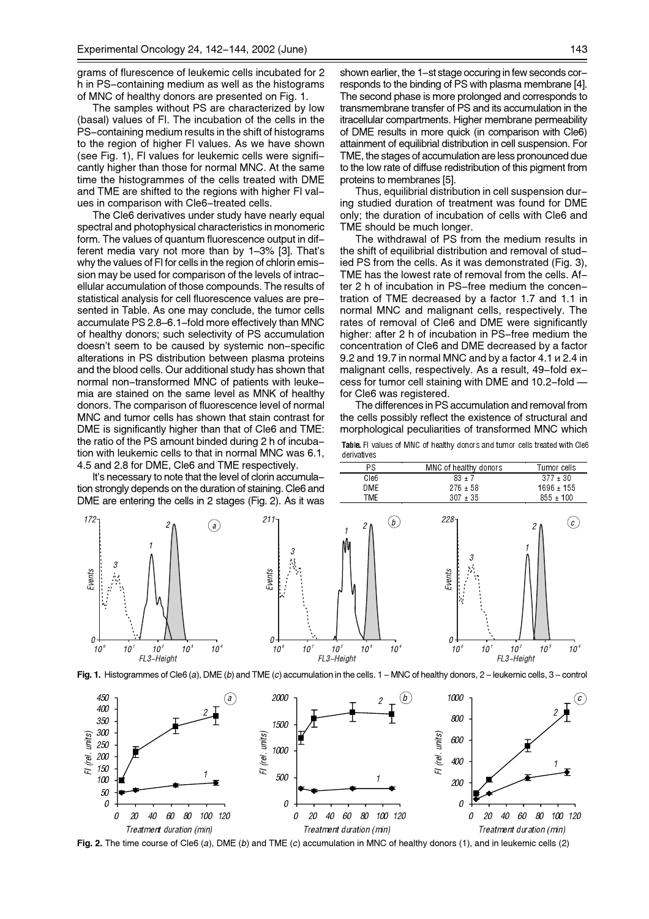grams of flurescence of leukemic cells incubated for 2 h in PS–containing medium as well as the histograms of MNC of healthy donors are presented on Fig. 1.

The samples without PS are characterized by low (basal) values of FI. The incubation of the cells in the PS–containing medium results in the shift of histograms to the region of higher FI values. As we have shown (see Fig. 1), FI values for leukemic cells were significantly higher than those for normal MNC. At the same time the histogrammes of the cells treated with DME and TME are shifted to the regions with higher FI values in comparison with Cle6–treated cells.

The Cle6 derivatives under study have nearly equal spectral and photophysical characteristics in monomeric form. The values of quantum fluorescence output in different media vary not more than by 1–3% [3]. That's why the values of FI for cells in the region of chlorin emission may be used for comparison of the levels of intracellular accumulation of those compounds. The results of statistical analysis for cell fluorescence values are presented in Table. As one may conclude, the tumor cells accumulate PS 2.8–6.1–fold more effectively than MNC of healthy donors; such selectivity of PS accumulation doesn't seem to be caused by systemic non–specific alterations in PS distribution between plasma proteins and the blood cells. Our additional study has shown that normal non–transformed MNC of patients with leukemia are stained on the same level as MNK of healthy donors. The comparison of fluorescence level of normal MNC and tumor cells has shown that stain contrast for DME is significantly higher than that of Cle6 and TME: the ratio of the PS amount binded during 2 h of incubation with leukemic cells to that in normal MNC was 6.1, 4.5 and 2.8 for DME, Cle6 and TME respectively.

It's necessary to note that the level of clorin accumulation strongly depends on the duration of staining. Cle6 and DME are entering the cells in 2 stages (Fig. 2). As it was shown earlier, the 1–st stage occuring in few seconds corresponds to the binding of PS with plasma membrane [4]. The second phase is more prolonged and corresponds to transmembrane transfer of PS and its accumulation in the itracellular compartments. Higher membrane permeability of DME results in more quick (in comparison with Cle6) attainment of equilibrial distribution in cell suspension. For TME, the stages of accumulation are less pronounced due to the low rate of diffuse redistribution of this pigment from proteins to membranes [5].

Thus, equilibrial distribution in cell suspension during studied duration of treatment was found for DME only; the duration of incubation of cells with Cle6 and TME should be much longer.

The withdrawal of PS from the medium results in the shift of equilibrial distribution and removal of studied PS from the cells. As it was demonstrated (Fig. 3), TME has the lowest rate of removal from the cells. After 2 h of incubation in PS–free medium the concentration of TME decreased by a factor 1.7 and 1.1 in normal MNC and malignant cells, respectively. The rates of removal of Cle6 and DME were significantly higher: after 2 h of incubation in PS–free medium the concentration of Cle6 and DME decreased by a factor 9.2 and 19.7 in normal MNC and by a factor 4.1 и 2.4 in malignant cells, respectively. As a result, 49–fold excess for tumor cell staining with DME and 10.2–fold — for Cle6 was registered.

The differences in PS accumulation and removal from the cells possibly reflect the existence of structural and morphological peculiarities of transformed MNC which

**Table.** FI values of MNC of healthy donors and tumor cells treated with Cle6 derivatives

| PS | MNC of healthy donors | Tumor cells |
|---|---|---|
| Cle6 | 83 ± 7 | 377 ± 30 |
| DME | 276 ± 58 | 1696 ± 155 |
| TME | 307 ± 35 | 855 ± 100 |

**Fig. 1.** Histogrammes of Cle6 (*a*), DME (*b*) and TME (*c*) accumulation in the cells. 1 – MNC of healthy donors, 2 – leukemic cells, 3 – control

**Fig. 2.** The time course of Cle6 (*a*), DME (*b*) and TME (*c*) accumulation in MNC of healthy donors (1), and in leukemic cells (2)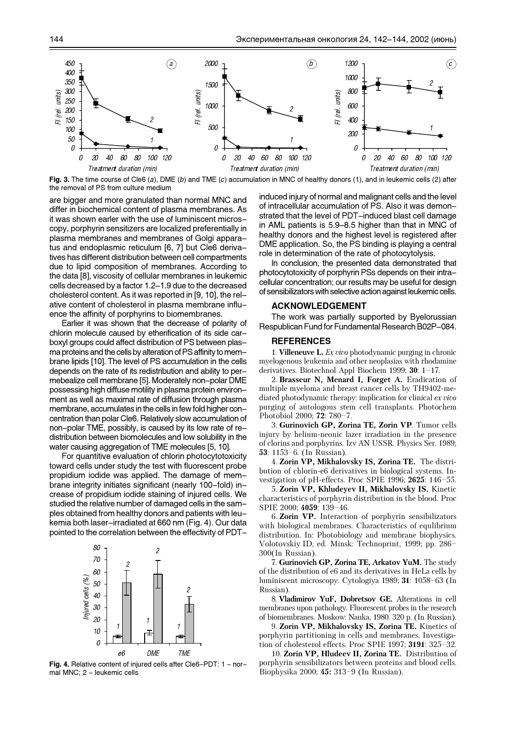450
400
350
300
250
200
150
100
50
0

FI (rel. units)

0 20 40 60 80 100 120

Treatment duration (min)

a

2

1

2000

1500

1000

500

0

FI (rel. units)

0 20 40 60 80 100 120

Treatment duration (min)

b

2

1

1200

1000

800

600

400

200

0

FI (rel. units)

0 20 40 60 80 100 120

Treatment duration (min)

c

2

1

**Fig. 3.** The time course of Cle6 (*a*), DME (*b*) and TME (*c*) accumulation in MNC of healthy donors (1), and in leukemic cells (2) after the removal of PS from culture medium

are bigger and more granulated than normal MNC and differ in biochemical content of plasma membranes. As it was shown earlier with the use of luminiscent microscopy, porphyrin sensitizers are localized preferentially in plasma membranes and membranes of Golgi apparatus and endoplasmic reticulum [6, 7] but Cle6 derivatives has different distribution between cell compartments due to lipid composition of membranes. According to the data [8], viscosity of cellular membranes in leukemic cells decreased by a factor 1.2–1.9 due to the decreased cholesterol content. As it was reported in [9, 10], the relative content of cholesterol in plasma membrane influence the affinity of porphyrins to biomembranes.

Earlier it was shown that the decrease of polarity of chlorin molecule caused by etherification of its side carboxyl groups could affect distribution of PS between plasma proteins and the cells by alteration of PS affinity to membrane lipids [10]. The level of PS accumulation in the cells depends on the rate of its redistribution and ability to permebealize cell membrane [5]. Moderately non–polar DME possessing high diffuse motility in plasma protein environment as well as maximal rate of diffusion through plasma membrane, accumulates in the cells in few fold higher concentration than polar Cle6. Relatively slow accumulation of non–polar TME, possibly, is caused by its low rate of redistribution between biomolecules and low solubility in the water causing aggregation of TME molecules [5, 10].

For quantitive evaluation of chlorin photocytotoxicity toward cells under study the test with fluorescent probe propidium iodide was applied. The damage of membrane integrity initiates significant (nearly 100–fold) increase of propidium iodide staining of injured cells. We studied the relative number of damaged cells in the samples obtained from healthy donors and patients with leukemia both laser–irradiated at 660 nm (Fig. 4). Our data pointed to the correlation between the effectivity of PDT–induced injury of normal and malignant cells and the level of intracellular accumulation of PS. Also it was demonstrated that the level of PDT–induced blast cell damage in AML patients is 5.9–8.5 higher than that in MNC of healthy donors and the highest level is registered after DME application. So, the PS binding is playing a central role in determination of the rate of photocytolysis.

In conclusion, the presented data demonstrated that photocytotoxicity of porphyrin PSs depends on their intracellular concentration; our results may be useful for design of sensibilizators with selective action against leukemic cells.

80
70
60
50
40
30
20
10
0

Injured cells (%)

1 2 1 2 1 2

e6 DME TME

**Fig. 4.** Relative content of injured cells after Cle6–PDT: 1 – normal MNC; 2 – leukemic cells

## ACKNOWLEDGEMENT

The work was partially supported by Byelorussian Respublican Fund for Fundamental Research B02P–084.

## REFERENCES

1. **Villeneuve L.** *Ex vivo* photodynamic purging in chronic myelogenous leukemia and other neoplasias with rhodamine derivatives. Biotechnol Appl Biochem 1999; **30**: 1–17.

2. **Brasseur N, Menard I, Forget A.** Eradication of multiple myeloma and breast cancer cells by TH9402-mediated photodynamic therapy: implication for clinical *ex vivo* purging of autologous stem cell transplants. Photochem Photobiol 2000; **72**: 780–7.

3. **Gurinovich GP, Zorina TE, Zorin VP**. Tumor cells injury by helium-neonic lazer irradiation in the presence of clorins and porphyrins. Izv AN USSR. Physics Ser. 1989; **53**: 1153–6. (In Russian).

4. **Zorin VP, Mikhalovsky IS, Zorina TE.** The distribution of chlorin-e6 derivatives in biological systems. Investigation of pH-effects. Proc SPIE 1996; **2625**: 146–55.

5. **Zorin VP, Khludeyev II, Mikhalovsky IS.** Kinetic characteristics of porphyrin distribution in the blood. Proc SPIE 2000; **4059**: 139–46.

6. **Zorin VP.** Interaction of porphyrin sensibilizators with biological membranes. Characteristics of equlibrium distribution. In: Photobiology and membrane biophysics. Volotovskiy ID, ed. Minsk: Technoprint, 1999; pp. 286–300(In Russian).

7. **Gurinovich GP, Zorina TE, Arkatov YuM.** The study of the distribution of e6 and its derivatives in HeLa cells by luminiscent microscopy. Cytologiya 1989; **31**: 1058–63 (In Russian).

8. **Vladimirov YuF, Dobretsov GE.** Alterations in cell membranes upon pathology. Fluorescent probes in the research of biomembranes. Moskow: Nauka, 1980. 320 p. (In Russian).

9. **Zorin VP, Mikhalovsky IS, Zorina TE.** Kinetics of porphyrin partitioning in cells and membranes. Investigation of cholesterol effects. Proc SPIE 1997; **3191**: 325–32.

10. **Zorin VP, Hludeev II, Zorina TE.** Distribution of porphyrin sensibilizators between proteins and blood cells. Biophysika 2000; **45:** 313–9 (In Russian).